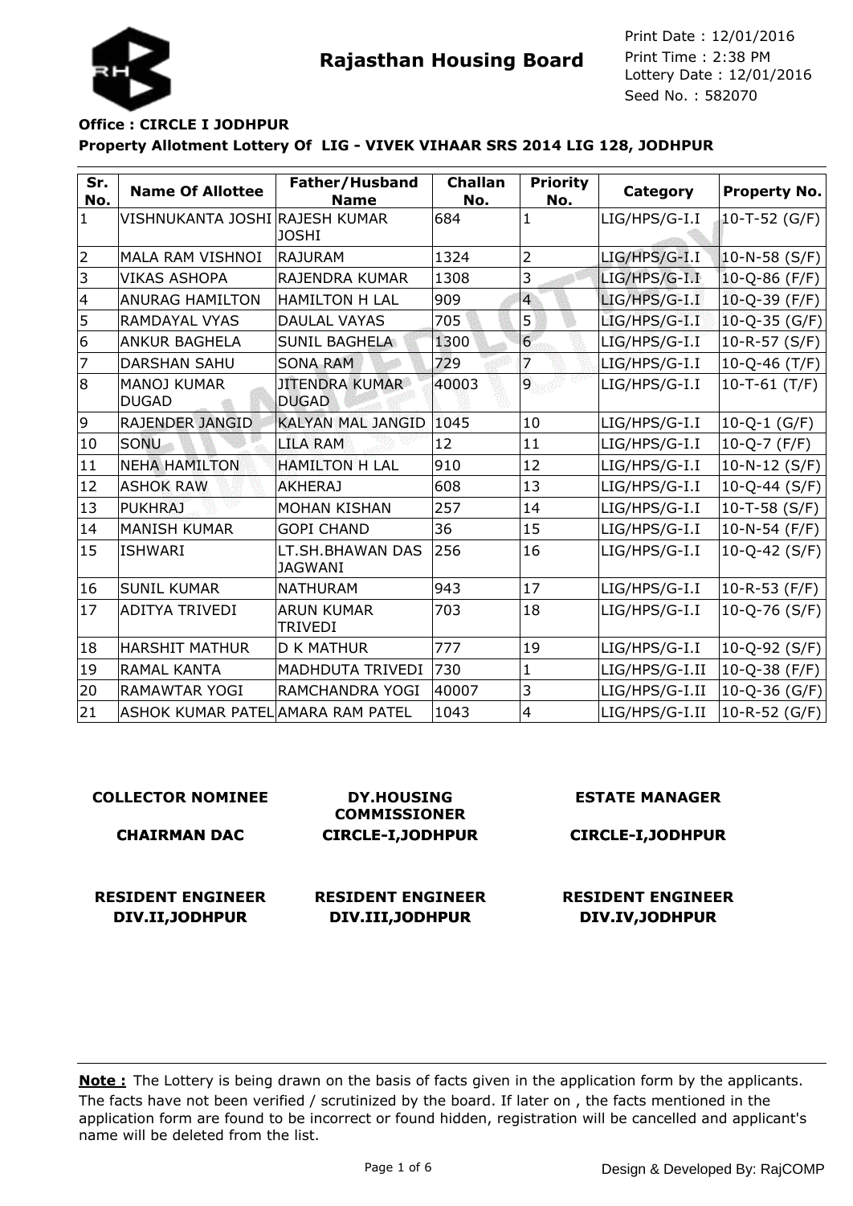**Rajasthan Housing Board**

Print Date : 12/01/2016
Print Time : 2:38 PM
Lottery Date : 12/01/2016
Seed No. : 582070

**Office : CIRCLE I JODHPUR**

**Property Allotment Lottery Of LIG - VIVEK VIHAAR SRS 2014 LIG 128, JODHPUR**

| Sr. No. | Name Of Allottee | Father/Husband Name | Challan No. | Priority No. | Category | Property No. |
|---|---|---|---|---|---|---|
| 1 | VISHNUKANTA JOSHI | RAJESH KUMAR JOSHI | 684 | 1 | LIG/HPS/G-I.I | 10-T-52 (G/F) |
| 2 | MALA RAM VISHNOI | RAJURAM | 1324 | 2 | LIG/HPS/G-I.I | 10-N-58 (S/F) |
| 3 | VIKAS ASHOPA | RAJENDRA KUMAR | 1308 | 3 | LIG/HPS/G-I.I | 10-Q-86 (F/F) |
| 4 | ANURAG HAMILTON | HAMILTON H LAL | 909 | 4 | LIG/HPS/G-I.I | 10-Q-39 (F/F) |
| 5 | RAMDAYAL VYAS | DAULAL VAYAS | 705 | 5 | LIG/HPS/G-I.I | 10-Q-35 (G/F) |
| 6 | ANKUR BAGHELA | SUNIL BAGHELA | 1300 | 6 | LIG/HPS/G-I.I | 10-R-57 (S/F) |
| 7 | DARSHAN SAHU | SONA RAM | 729 | 7 | LIG/HPS/G-I.I | 10-Q-46 (T/F) |
| 8 | MANOJ KUMAR DUGAD | JITENDRA KUMAR DUGAD | 40003 | 9 | LIG/HPS/G-I.I | 10-T-61 (T/F) |
| 9 | RAJENDER JANGID | KALYAN MAL JANGID | 1045 | 10 | LIG/HPS/G-I.I | 10-Q-1 (G/F) |
| 10 | SONU | LILA RAM | 12 | 11 | LIG/HPS/G-I.I | 10-Q-7 (F/F) |
| 11 | NEHA HAMILTON | HAMILTON H LAL | 910 | 12 | LIG/HPS/G-I.I | 10-N-12 (S/F) |
| 12 | ASHOK RAW | AKHERAJ | 608 | 13 | LIG/HPS/G-I.I | 10-Q-44 (S/F) |
| 13 | PUKHRAJ | MOHAN KISHAN | 257 | 14 | LIG/HPS/G-I.I | 10-T-58 (S/F) |
| 14 | MANISH KUMAR | GOPI CHAND | 36 | 15 | LIG/HPS/G-I.I | 10-N-54 (F/F) |
| 15 | ISHWARI | LT.SH.BHAWAN DAS JAGWANI | 256 | 16 | LIG/HPS/G-I.I | 10-Q-42 (S/F) |
| 16 | SUNIL KUMAR | NATHURAM | 943 | 17 | LIG/HPS/G-I.I | 10-R-53 (F/F) |
| 17 | ADITYA TRIVEDI | ARUN KUMAR TRIVEDI | 703 | 18 | LIG/HPS/G-I.I | 10-Q-76 (S/F) |
| 18 | HARSHIT MATHUR | D K MATHUR | 777 | 19 | LIG/HPS/G-I.I | 10-Q-92 (S/F) |
| 19 | RAMAL KANTA | MADHDUTA TRIVEDI | 730 | 1 | LIG/HPS/G-I.II | 10-Q-38 (F/F) |
| 20 | RAMAWTAR YOGI | RAMCHANDRA YOGI | 40007 | 3 | LIG/HPS/G-I.II | 10-Q-36 (G/F) |
| 21 | ASHOK KUMAR PATEL | AMARA RAM PATEL | 1043 | 4 | LIG/HPS/G-I.II | 10-R-52 (G/F) |

**COLLECTOR NOMINEE**
**CHAIRMAN DAC**

**DY.HOUSING COMMISSIONER**
**CIRCLE-I,JODHPUR**

**ESTATE MANAGER**
**CIRCLE-I,JODHPUR**

**RESIDENT ENGINEER**
**DIV.II,JODHPUR**

**RESIDENT ENGINEER**
**DIV.III,JODHPUR**

**RESIDENT ENGINEER**
**DIV.IV,JODHPUR**

**Note :** The Lottery is being drawn on the basis of facts given in the application form by the applicants. The facts have not been verified / scrutinized by the board. If later on , the facts mentioned in the application form are found to be incorrect or found hidden, registration will be cancelled and applicant's name will be deleted from the list.

Design & Developed By: RajCOMP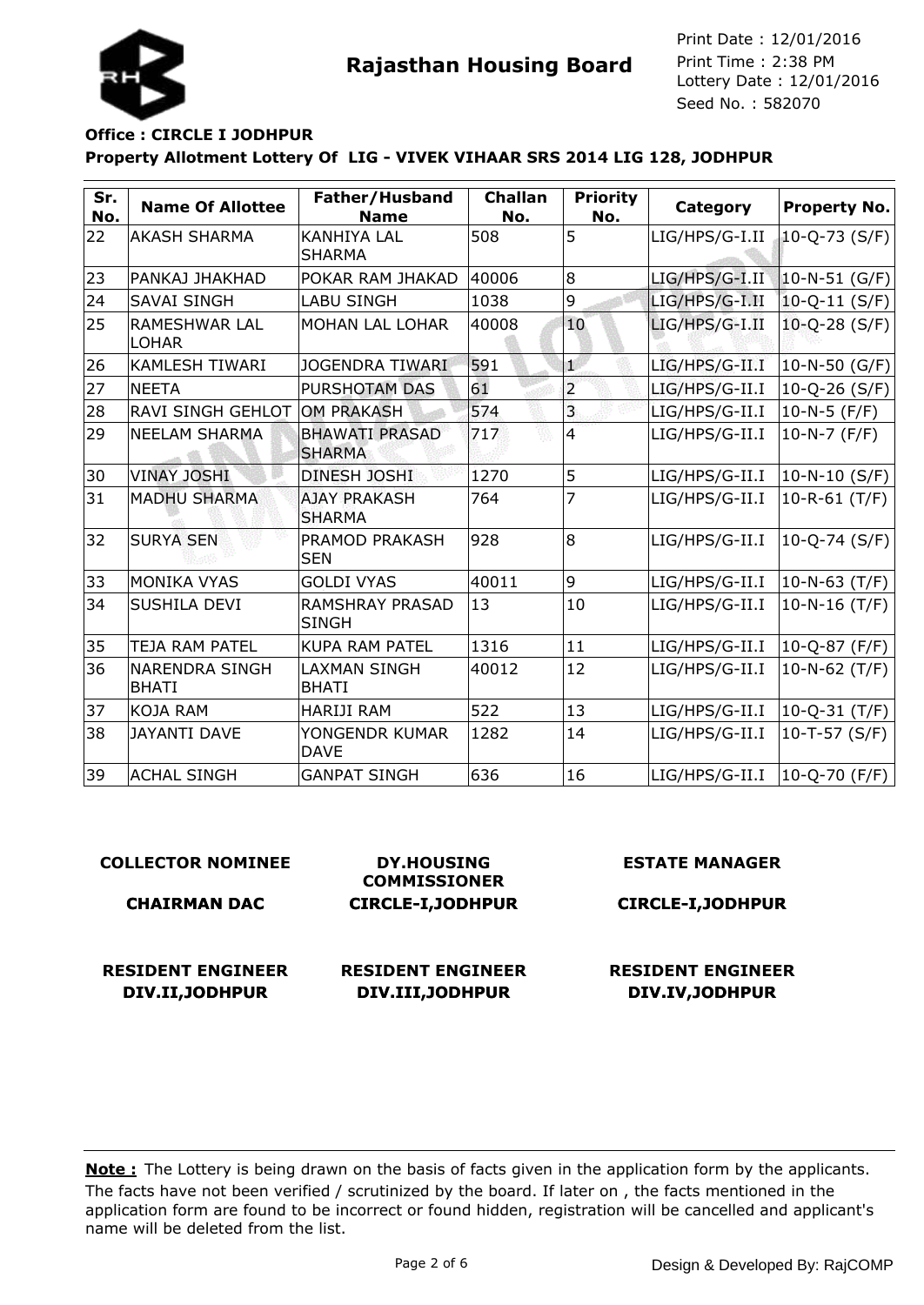# Rajasthan Housing Board

Print Date : 12/01/2016
Print Time : 2:38 PM
Lottery Date : 12/01/2016
Seed No. : 582070

**Office : CIRCLE I JODHPUR**

**Property Allotment Lottery Of LIG - VIVEK VIHAAR SRS 2014 LIG 128, JODHPUR**

| Sr. No. | Name Of Allottee | Father/Husband Name | Challan No. | Priority No. | Category | Property No. |
|---|---|---|---|---|---|---|
| 22 | AKASH SHARMA | KANHIYA LAL SHARMA | 508 | 5 | LIG/HPS/G-I.II | 10-Q-73 (S/F) |
| 23 | PANKAJ JHAKHAD | POKAR RAM JHAKAD | 40006 | 8 | LIG/HPS/G-I.II | 10-N-51 (G/F) |
| 24 | SAVAI SINGH | LABU SINGH | 1038 | 9 | LIG/HPS/G-I.II | 10-Q-11 (S/F) |
| 25 | RAMESHWAR LAL LOHAR | MOHAN LAL LOHAR | 40008 | 10 | LIG/HPS/G-I.II | 10-Q-28 (S/F) |
| 26 | KAMLESH TIWARI | JOGENDRA TIWARI | 591 | 1 | LIG/HPS/G-II.I | 10-N-50 (G/F) |
| 27 | NEETA | PURSHOTAM DAS | 61 | 2 | LIG/HPS/G-II.I | 10-Q-26 (S/F) |
| 28 | RAVI SINGH GEHLOT | OM PRAKASH | 574 | 3 | LIG/HPS/G-II.I | 10-N-5 (F/F) |
| 29 | NEELAM SHARMA | BHAWATI PRASAD SHARMA | 717 | 4 | LIG/HPS/G-II.I | 10-N-7 (F/F) |
| 30 | VINAY JOSHI | DINESH JOSHI | 1270 | 5 | LIG/HPS/G-II.I | 10-N-10 (S/F) |
| 31 | MADHU SHARMA | AJAY PRAKASH SHARMA | 764 | 7 | LIG/HPS/G-II.I | 10-R-61 (T/F) |
| 32 | SURYA SEN | PRAMOD PRAKASH SEN | 928 | 8 | LIG/HPS/G-II.I | 10-Q-74 (S/F) |
| 33 | MONIKA VYAS | GOLDI VYAS | 40011 | 9 | LIG/HPS/G-II.I | 10-N-63 (T/F) |
| 34 | SUSHILA DEVI | RAMSHRAY PRASAD SINGH | 13 | 10 | LIG/HPS/G-II.I | 10-N-16 (T/F) |
| 35 | TEJA RAM PATEL | KUPA RAM PATEL | 1316 | 11 | LIG/HPS/G-II.I | 10-Q-87 (F/F) |
| 36 | NARENDRA SINGH BHATI | LAXMAN SINGH BHATI | 40012 | 12 | LIG/HPS/G-II.I | 10-N-62 (T/F) |
| 37 | KOJA RAM | HARIJI RAM | 522 | 13 | LIG/HPS/G-II.I | 10-Q-31 (T/F) |
| 38 | JAYANTI DAVE | YONGENDR KUMAR DAVE | 1282 | 14 | LIG/HPS/G-II.I | 10-T-57 (S/F) |
| 39 | ACHAL SINGH | GANPAT SINGH | 636 | 16 | LIG/HPS/G-II.I | 10-Q-70 (F/F) |

**COLLECTOR NOMINEE**

**CHAIRMAN DAC**

**DY.HOUSING COMMISSIONER**
**CIRCLE-I,JODHPUR**

**ESTATE MANAGER**
**CIRCLE-I,JODHPUR**

**RESIDENT ENGINEER**
**DIV.II,JODHPUR**

**RESIDENT ENGINEER**
**DIV.III,JODHPUR**

**RESIDENT ENGINEER**
**DIV.IV,JODHPUR**

**Note :** The Lottery is being drawn on the basis of facts given in the application form by the applicants. The facts have not been verified / scrutinized by the board. If later on , the facts mentioned in the application form are found to be incorrect or found hidden, registration will be cancelled and applicant's name will be deleted from the list.

Design & Developed By: RajCOMP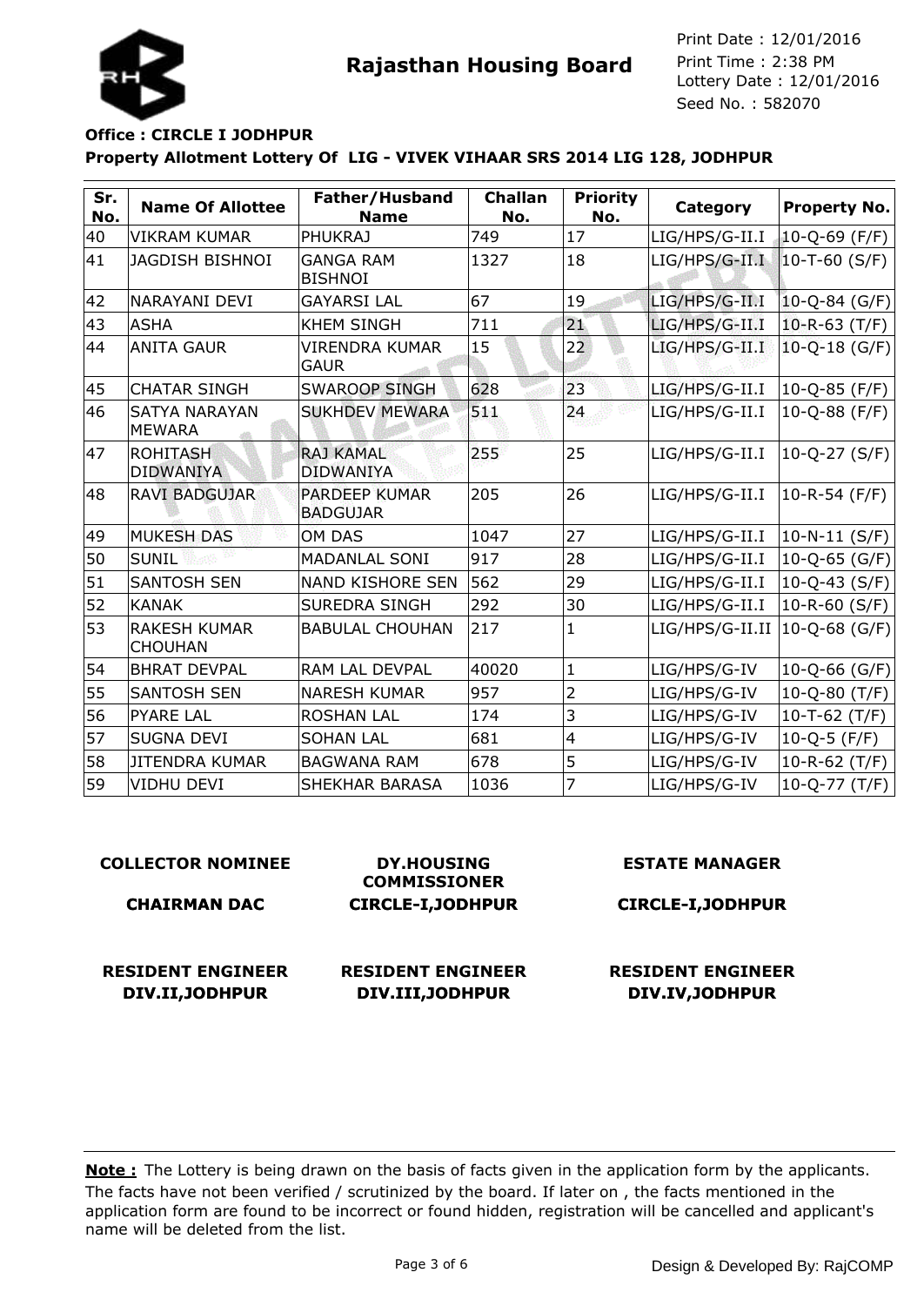**Rajasthan Housing Board**

Print Date : 12/01/2016
Print Time : 2:38 PM
Lottery Date : 12/01/2016
Seed No. : 582070

**Office : CIRCLE I JODHPUR**

**Property Allotment Lottery Of LIG - VIVEK VIHAAR SRS 2014 LIG 128, JODHPUR**

| Sr. No. | Name Of Allottee | Father/Husband Name | Challan No. | Priority No. | Category | Property No. |
|---|---|---|---|---|---|---|
| 40 | VIKRAM KUMAR | PHUKRAJ | 749 | 17 | LIG/HPS/G-II.I | 10-Q-69 (F/F) |
| 41 | JAGDISH BISHNOI | GANGA RAM BISHNOI | 1327 | 18 | LIG/HPS/G-II.I | 10-T-60 (S/F) |
| 42 | NARAYANI DEVI | GAYARSI LAL | 67 | 19 | LIG/HPS/G-II.I | 10-Q-84 (G/F) |
| 43 | ASHA | KHEM SINGH | 711 | 21 | LIG/HPS/G-II.I | 10-R-63 (T/F) |
| 44 | ANITA GAUR | VIRENDRA KUMAR GAUR | 15 | 22 | LIG/HPS/G-II.I | 10-Q-18 (G/F) |
| 45 | CHATAR SINGH | SWAROOP SINGH | 628 | 23 | LIG/HPS/G-II.I | 10-Q-85 (F/F) |
| 46 | SATYA NARAYAN MEWARA | SUKHDEV MEWARA | 511 | 24 | LIG/HPS/G-II.I | 10-Q-88 (F/F) |
| 47 | ROHITASH DIDWANIYA | RAJ KAMAL DIDWANIYA | 255 | 25 | LIG/HPS/G-II.I | 10-Q-27 (S/F) |
| 48 | RAVI BADGUJAR | PARDEEP KUMAR BADGUJAR | 205 | 26 | LIG/HPS/G-II.I | 10-R-54 (F/F) |
| 49 | MUKESH DAS | OM DAS | 1047 | 27 | LIG/HPS/G-II.I | 10-N-11 (S/F) |
| 50 | SUNIL | MADANLAL SONI | 917 | 28 | LIG/HPS/G-II.I | 10-Q-65 (G/F) |
| 51 | SANTOSH SEN | NAND KISHORE SEN | 562 | 29 | LIG/HPS/G-II.I | 10-Q-43 (S/F) |
| 52 | KANAK | SUREDRA SINGH | 292 | 30 | LIG/HPS/G-II.I | 10-R-60 (S/F) |
| 53 | RAKESH KUMAR CHOUHAN | BABULAL CHOUHAN | 217 | 1 | LIG/HPS/G-II.II | 10-Q-68 (G/F) |
| 54 | BHRAT DEVPAL | RAM LAL DEVPAL | 40020 | 1 | LIG/HPS/G-IV | 10-Q-66 (G/F) |
| 55 | SANTOSH SEN | NARESH KUMAR | 957 | 2 | LIG/HPS/G-IV | 10-Q-80 (T/F) |
| 56 | PYARE LAL | ROSHAN LAL | 174 | 3 | LIG/HPS/G-IV | 10-T-62 (T/F) |
| 57 | SUGNA DEVI | SOHAN LAL | 681 | 4 | LIG/HPS/G-IV | 10-Q-5 (F/F) |
| 58 | JITENDRA KUMAR | BAGWANA RAM | 678 | 5 | LIG/HPS/G-IV | 10-R-62 (T/F) |
| 59 | VIDHU DEVI | SHEKHAR BARASA | 1036 | 7 | LIG/HPS/G-IV | 10-Q-77 (T/F) |

**COLLECTOR NOMINEE**
**CHAIRMAN DAC**

**DY.HOUSING COMMISSIONER**
**CIRCLE-I,JODHPUR**

**ESTATE MANAGER**
**CIRCLE-I,JODHPUR**

**RESIDENT ENGINEER**
**DIV.II,JODHPUR**

**RESIDENT ENGINEER**
**DIV.III,JODHPUR**

**RESIDENT ENGINEER**
**DIV.IV,JODHPUR**

**Note :** The Lottery is being drawn on the basis of facts given in the application form by the applicants. The facts have not been verified / scrutinized by the board. If later on , the facts mentioned in the application form are found to be incorrect or found hidden, registration will be cancelled and applicant's name will be deleted from the list.

Design & Developed By: RajCOMP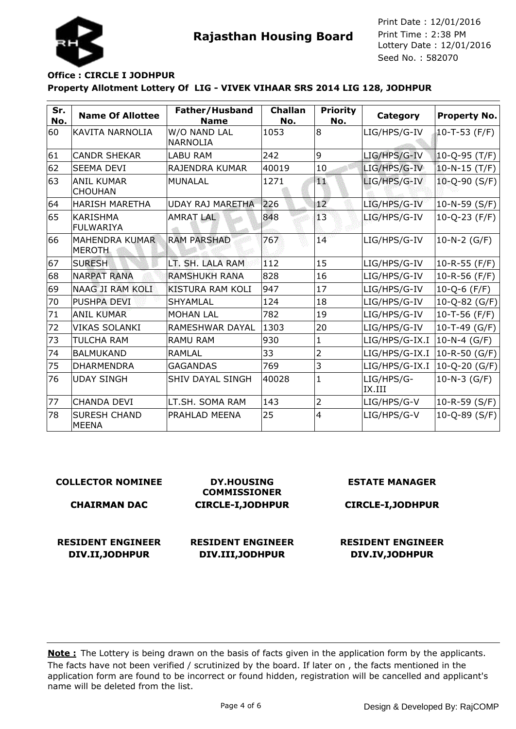# Rajasthan Housing Board

Print Date : 12/01/2016
Print Time : 2:38 PM
Lottery Date : 12/01/2016
Seed No. : 582070

**Office : CIRCLE I JODHPUR**

**Property Allotment Lottery Of LIG - VIVEK VIHAAR SRS 2014 LIG 128, JODHPUR**

| Sr. No. | Name Of Allottee | Father/Husband Name | Challan No. | Priority No. | Category | Property No. |
|---|---|---|---|---|---|---|
| 60 | KAVITA NARNOLIA | W/O NAND LAL NARNOLIA | 1053 | 8 | LIG/HPS/G-IV | 10-T-53 (F/F) |
| 61 | CANDR SHEKAR | LABU RAM | 242 | 9 | LIG/HPS/G-IV | 10-Q-95 (T/F) |
| 62 | SEEMA DEVI | RAJENDRA KUMAR | 40019 | 10 | LIG/HPS/G-IV | 10-N-15 (T/F) |
| 63 | ANIL KUMAR CHOUHAN | MUNALAL | 1271 | 11 | LIG/HPS/G-IV | 10-Q-90 (S/F) |
| 64 | HARISH MARETHA | UDAY RAJ MARETHA | 226 | 12 | LIG/HPS/G-IV | 10-N-59 (S/F) |
| 65 | KARISHMA FULWARIYA | AMRAT LAL | 848 | 13 | LIG/HPS/G-IV | 10-Q-23 (F/F) |
| 66 | MAHENDRA KUMAR MEROTH | RAM PARSHAD | 767 | 14 | LIG/HPS/G-IV | 10-N-2 (G/F) |
| 67 | SURESH | LT. SH. LALA RAM | 112 | 15 | LIG/HPS/G-IV | 10-R-55 (F/F) |
| 68 | NARPAT RANA | RAMSHUKH RANA | 828 | 16 | LIG/HPS/G-IV | 10-R-56 (F/F) |
| 69 | NAAG JI RAM KOLI | KISTURA RAM KOLI | 947 | 17 | LIG/HPS/G-IV | 10-Q-6 (F/F) |
| 70 | PUSHPA DEVI | SHYAMLAL | 124 | 18 | LIG/HPS/G-IV | 10-Q-82 (G/F) |
| 71 | ANIL KUMAR | MOHAN LAL | 782 | 19 | LIG/HPS/G-IV | 10-T-56 (F/F) |
| 72 | VIKAS SOLANKI | RAMESHWAR DAYAL | 1303 | 20 | LIG/HPS/G-IV | 10-T-49 (G/F) |
| 73 | TULCHA RAM | RAMU RAM | 930 | 1 | LIG/HPS/G-IX.I | 10-N-4 (G/F) |
| 74 | BALMUKAND | RAMLAL | 33 | 2 | LIG/HPS/G-IX.I | 10-R-50 (G/F) |
| 75 | DHARMENDRA | GAGANDAS | 769 | 3 | LIG/HPS/G-IX.I | 10-Q-20 (G/F) |
| 76 | UDAY SINGH | SHIV DAYAL SINGH | 40028 | 1 | LIG/HPS/G-IX.III | 10-N-3 (G/F) |
| 77 | CHANDA DEVI | LT.SH. SOMA RAM | 143 | 2 | LIG/HPS/G-V | 10-R-59 (S/F) |
| 78 | SURESH CHAND MEENA | PRAHLAD MEENA | 25 | 4 | LIG/HPS/G-V | 10-Q-89 (S/F) |

**COLLECTOR NOMINEE**
**CHAIRMAN DAC**

**DY.HOUSING COMMISSIONER**
**CIRCLE-I,JODHPUR**

**ESTATE MANAGER**
**CIRCLE-I,JODHPUR**

**RESIDENT ENGINEER**
**DIV.II,JODHPUR**

**RESIDENT ENGINEER**
**DIV.III,JODHPUR**

**RESIDENT ENGINEER**
**DIV.IV,JODHPUR**

**Note :** The Lottery is being drawn on the basis of facts given in the application form by the applicants. The facts have not been verified / scrutinized by the board. If later on , the facts mentioned in the application form are found to be incorrect or found hidden, registration will be cancelled and applicant's name will be deleted from the list.

Design & Developed By: RajCOMP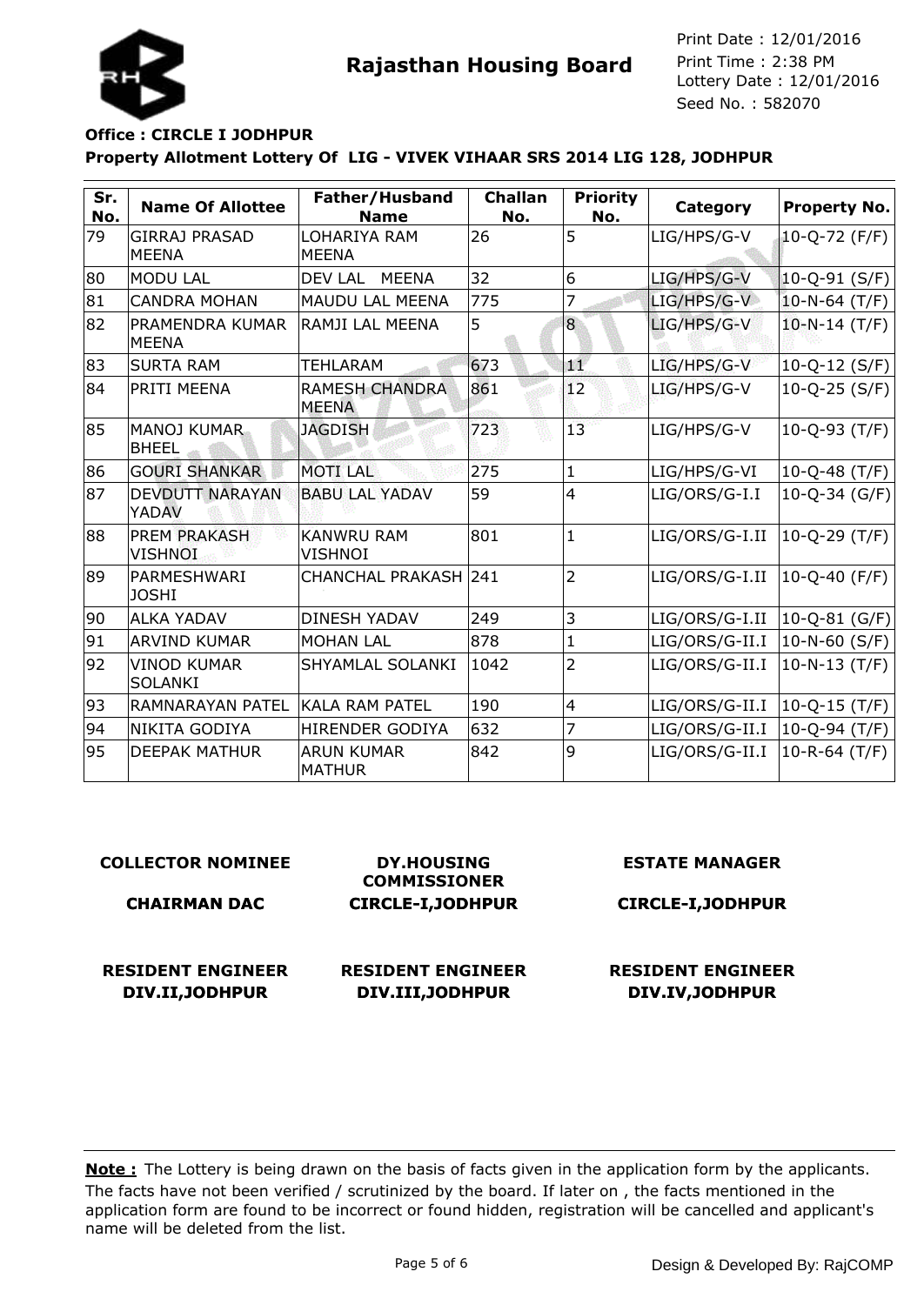# Rajasthan Housing Board

Print Date : 12/01/2016
Print Time : 2:38 PM
Lottery Date : 12/01/2016
Seed No. : 582070

**Office : CIRCLE I JODHPUR**

**Property Allotment Lottery Of LIG - VIVEK VIHAAR SRS 2014 LIG 128, JODHPUR**

| Sr. No. | Name Of Allottee | Father/Husband Name | Challan No. | Priority No. | Category | Property No. |
|---|---|---|---|---|---|---|
| 79 | GIRRAJ PRASAD MEENA | LOHARIYA RAM MEENA | 26 | 5 | LIG/HPS/G-V | 10-Q-72 (F/F) |
| 80 | MODU LAL | DEV LAL MEENA | 32 | 6 | LIG/HPS/G-V | 10-Q-91 (S/F) |
| 81 | CANDRA MOHAN | MAUDU LAL MEENA | 775 | 7 | LIG/HPS/G-V | 10-N-64 (T/F) |
| 82 | PRAMENDRA KUMAR MEENA | RAMJI LAL MEENA | 5 | 8 | LIG/HPS/G-V | 10-N-14 (T/F) |
| 83 | SURTA RAM | TEHLARAM | 673 | 11 | LIG/HPS/G-V | 10-Q-12 (S/F) |
| 84 | PRITI MEENA | RAMESH CHANDRA MEENA | 861 | 12 | LIG/HPS/G-V | 10-Q-25 (S/F) |
| 85 | MANOJ KUMAR BHEEL | JAGDISH | 723 | 13 | LIG/HPS/G-V | 10-Q-93 (T/F) |
| 86 | GOURI SHANKAR | MOTI LAL | 275 | 1 | LIG/HPS/G-VI | 10-Q-48 (T/F) |
| 87 | DEVDUTT NARAYAN YADAV | BABU LAL YADAV | 59 | 4 | LIG/ORS/G-I.I | 10-Q-34 (G/F) |
| 88 | PREM PRAKASH VISHNOI | KANWRU RAM VISHNOI | 801 | 1 | LIG/ORS/G-I.II | 10-Q-29 (T/F) |
| 89 | PARMESHWARI JOSHI | CHANCHAL PRAKASH | 241 | 2 | LIG/ORS/G-I.II | 10-Q-40 (F/F) |
| 90 | ALKA YADAV | DINESH YADAV | 249 | 3 | LIG/ORS/G-I.II | 10-Q-81 (G/F) |
| 91 | ARVIND KUMAR | MOHAN LAL | 878 | 1 | LIG/ORS/G-II.I | 10-N-60 (S/F) |
| 92 | VINOD KUMAR SOLANKI | SHYAMLAL SOLANKI | 1042 | 2 | LIG/ORS/G-II.I | 10-N-13 (T/F) |
| 93 | RAMNARAYAN PATEL | KALA RAM PATEL | 190 | 4 | LIG/ORS/G-II.I | 10-Q-15 (T/F) |
| 94 | NIKITA GODIYA | HIRENDER GODIYA | 632 | 7 | LIG/ORS/G-II.I | 10-Q-94 (T/F) |
| 95 | DEEPAK MATHUR | ARUN KUMAR MATHUR | 842 | 9 | LIG/ORS/G-II.I | 10-R-64 (T/F) |

| COLLECTOR NOMINEE | DY.HOUSING COMMISSIONER | ESTATE MANAGER |
|---|---|---|
| CHAIRMAN DAC | CIRCLE-I,JODHPUR | CIRCLE-I,JODHPUR |
| RESIDENT ENGINEER DIV.II,JODHPUR | RESIDENT ENGINEER DIV.III,JODHPUR | RESIDENT ENGINEER DIV.IV,JODHPUR |

**Note :** The Lottery is being drawn on the basis of facts given in the application form by the applicants. The facts have not been verified / scrutinized by the board. If later on , the facts mentioned in the application form are found to be incorrect or found hidden, registration will be cancelled and applicant's name will be deleted from the list.

Design & Developed By: RajCOMP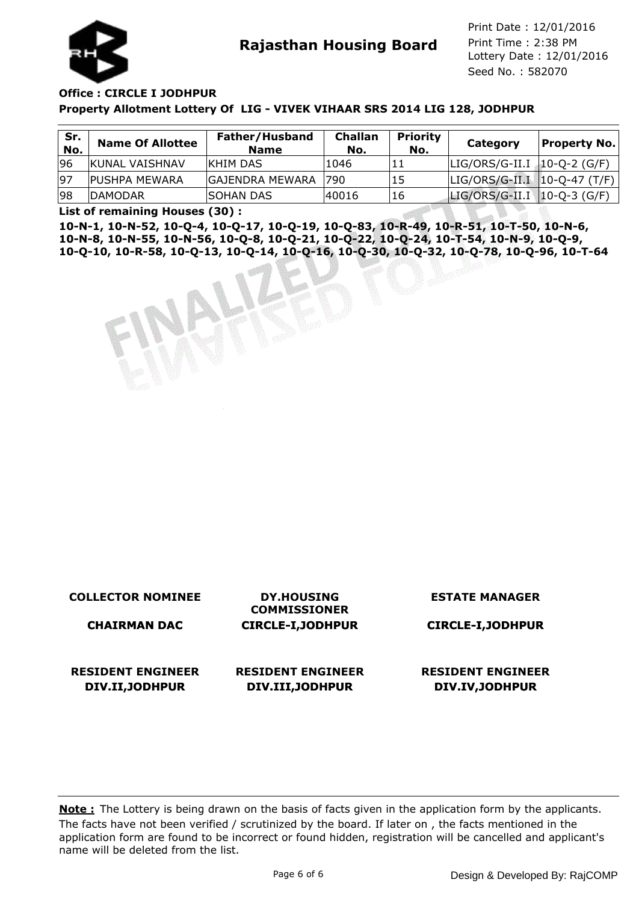**Rajasthan Housing Board**

Print Date : 12/01/2016
Print Time : 2:38 PM
Lottery Date : 12/01/2016
Seed No. : 582070

**Office : CIRCLE I JODHPUR**

**Property Allotment Lottery Of LIG - VIVEK VIHAAR SRS 2014 LIG 128, JODHPUR**

| Sr. No. | Name Of Allottee | Father/Husband Name | Challan No. | Priority No. | Category | Property No. |
|---|---|---|---|---|---|---|
| 96 | KUNAL VAISHNAV | KHIM DAS | 1046 | 11 | LIG/ORS/G-II.I | 10-Q-2 (G/F) |
| 97 | PUSHPA MEWARA | GAJENDRA MEWARA | 790 | 15 | LIG/ORS/G-II.I | 10-Q-47 (T/F) |
| 98 | DAMODAR | SOHAN DAS | 40016 | 16 | LIG/ORS/G-II.I | 10-Q-3 (G/F) |

**List of remaining Houses (30) :**

**10-N-1, 10-N-52, 10-Q-4, 10-Q-17, 10-Q-19, 10-Q-83, 10-R-49, 10-R-51, 10-T-50, 10-N-6, 10-N-8, 10-N-55, 10-N-56, 10-Q-8, 10-Q-21, 10-Q-22, 10-Q-24, 10-T-54, 10-N-9, 10-Q-9, 10-Q-10, 10-R-58, 10-Q-13, 10-Q-14, 10-Q-16, 10-Q-30, 10-Q-32, 10-Q-78, 10-Q-96, 10-T-64**

| | | |
|---|---|---|
| **COLLECTOR NOMINEE** | **DY.HOUSING COMMISSIONER** | **ESTATE MANAGER** |
| **CHAIRMAN DAC** | **CIRCLE-I,JODHPUR** | **CIRCLE-I,JODHPUR** |
| **RESIDENT ENGINEER DIV.II,JODHPUR** | **RESIDENT ENGINEER DIV.III,JODHPUR** | **RESIDENT ENGINEER DIV.IV,JODHPUR** |

**Note :** The Lottery is being drawn on the basis of facts given in the application form by the applicants. The facts have not been verified / scrutinized by the board. If later on , the facts mentioned in the application form are found to be incorrect or found hidden, registration will be cancelled and applicant's name will be deleted from the list.

Design & Developed By: RajCOMP